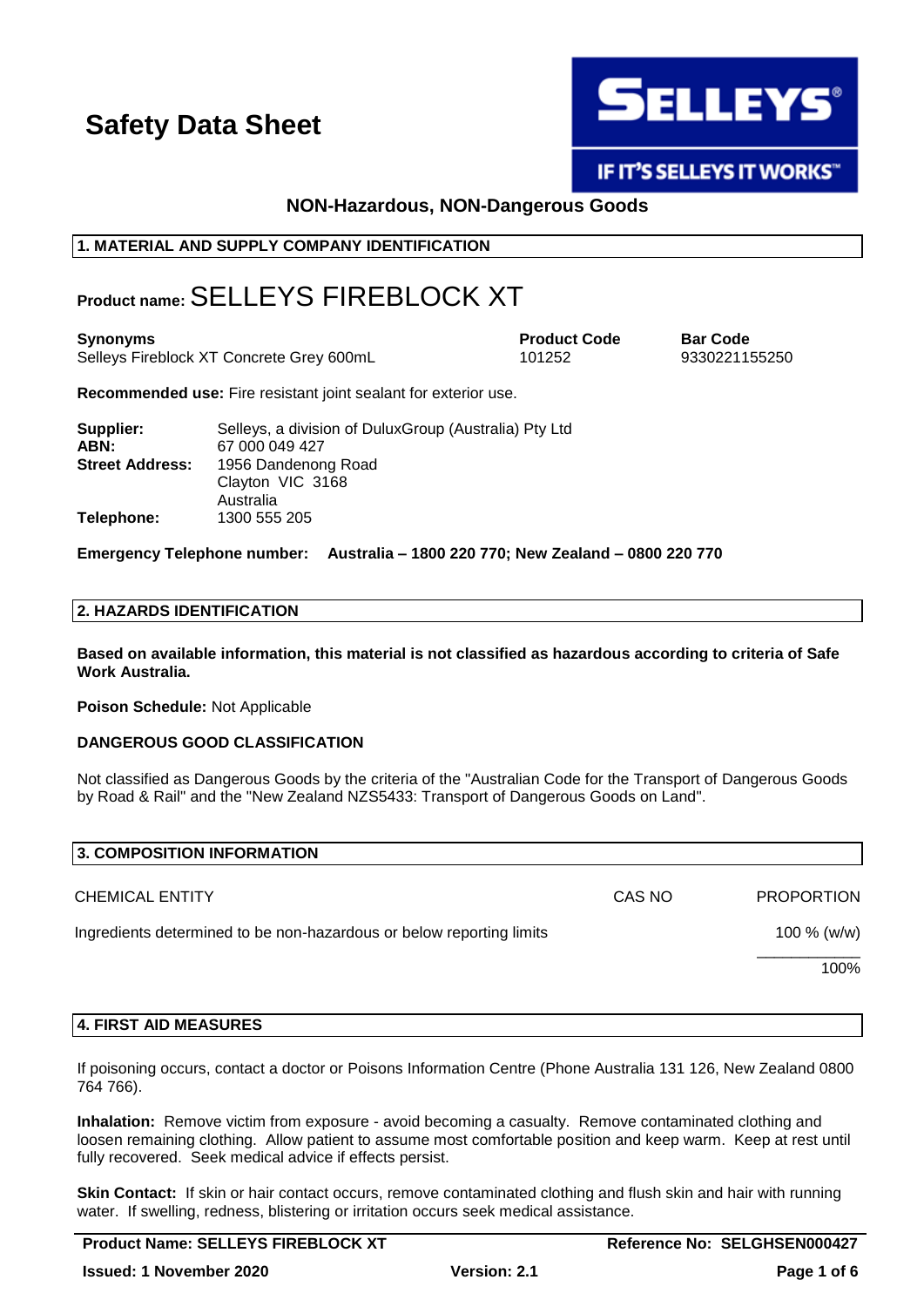# Safety Data Sheet

SELLEYS®
IF IT'S SELLEYS IT WORKS™

**NON-Hazardous, NON-Dangerous Goods**

## 1. MATERIAL AND SUPPLY COMPANY IDENTIFICATION

**Product name:** SELLEYS FIREBLOCK XT

| **Synonyms** | **Product Code** | **Bar Code** |
|---|---|---|
| Selleys Fireblock XT Concrete Grey 600mL | 101252 | 9330221155250 |

**Recommended use:** Fire resistant joint sealant for exterior use.

**Supplier:** Selleys, a division of DuluxGroup (Australia) Pty Ltd
**ABN:** 67 000 049 427
**Street Address:** 1956 Dandenong Road
Clayton VIC 3168
Australia
**Telephone:** 1300 555 205

**Emergency Telephone number: Australia – 1800 220 770; New Zealand – 0800 220 770**

## 2. HAZARDS IDENTIFICATION

**Based on available information, this material is not classified as hazardous according to criteria of Safe Work Australia.**

**Poison Schedule:** Not Applicable

**DANGEROUS GOOD CLASSIFICATION**

Not classified as Dangerous Goods by the criteria of the "Australian Code for the Transport of Dangerous Goods by Road & Rail" and the "New Zealand NZS5433: Transport of Dangerous Goods on Land".

## 3. COMPOSITION INFORMATION

| CHEMICAL ENTITY | CAS NO | PROPORTION |
|---|---|---|
| Ingredients determined to be non-hazardous or below reporting limits | | 100 % (w/w) |
| | | 100% |

## 4. FIRST AID MEASURES

If poisoning occurs, contact a doctor or Poisons Information Centre (Phone Australia 131 126, New Zealand 0800 764 766).

**Inhalation:** Remove victim from exposure - avoid becoming a casualty. Remove contaminated clothing and loosen remaining clothing. Allow patient to assume most comfortable position and keep warm. Keep at rest until fully recovered. Seek medical advice if effects persist.

**Skin Contact:** If skin or hair contact occurs, remove contaminated clothing and flush skin and hair with running water. If swelling, redness, blistering or irritation occurs seek medical assistance.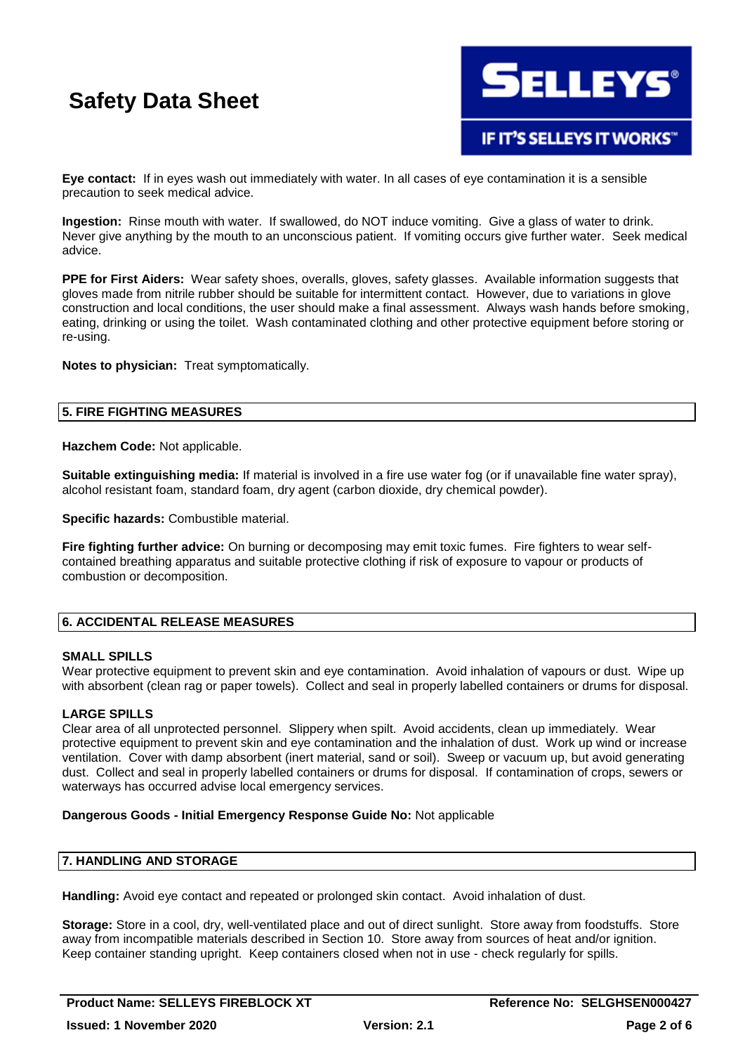**Eye contact:** If in eyes wash out immediately with water. In all cases of eye contamination it is a sensible precaution to seek medical advice.

**Ingestion:** Rinse mouth with water. If swallowed, do NOT induce vomiting. Give a glass of water to drink. Never give anything by the mouth to an unconscious patient. If vomiting occurs give further water. Seek medical advice.

**PPE for First Aiders:** Wear safety shoes, overalls, gloves, safety glasses. Available information suggests that gloves made from nitrile rubber should be suitable for intermittent contact. However, due to variations in glove construction and local conditions, the user should make a final assessment. Always wash hands before smoking, eating, drinking or using the toilet. Wash contaminated clothing and other protective equipment before storing or re-using.

**Notes to physician:** Treat symptomatically.

## 5. FIRE FIGHTING MEASURES

**Hazchem Code:** Not applicable.

**Suitable extinguishing media:** If material is involved in a fire use water fog (or if unavailable fine water spray), alcohol resistant foam, standard foam, dry agent (carbon dioxide, dry chemical powder).

**Specific hazards:** Combustible material.

**Fire fighting further advice:** On burning or decomposing may emit toxic fumes. Fire fighters to wear self-contained breathing apparatus and suitable protective clothing if risk of exposure to vapour or products of combustion or decomposition.

## 6. ACCIDENTAL RELEASE MEASURES

**SMALL SPILLS**

Wear protective equipment to prevent skin and eye contamination. Avoid inhalation of vapours or dust. Wipe up with absorbent (clean rag or paper towels). Collect and seal in properly labelled containers or drums for disposal.

**LARGE SPILLS**

Clear area of all unprotected personnel. Slippery when spilt. Avoid accidents, clean up immediately. Wear protective equipment to prevent skin and eye contamination and the inhalation of dust. Work up wind or increase ventilation. Cover with damp absorbent (inert material, sand or soil). Sweep or vacuum up, but avoid generating dust. Collect and seal in properly labelled containers or drums for disposal. If contamination of crops, sewers or waterways has occurred advise local emergency services.

**Dangerous Goods - Initial Emergency Response Guide No:** Not applicable

## 7. HANDLING AND STORAGE

**Handling:** Avoid eye contact and repeated or prolonged skin contact. Avoid inhalation of dust.

**Storage:** Store in a cool, dry, well-ventilated place and out of direct sunlight. Store away from foodstuffs. Store away from incompatible materials described in Section 10. Store away from sources of heat and/or ignition. Keep container standing upright. Keep containers closed when not in use - check regularly for spills.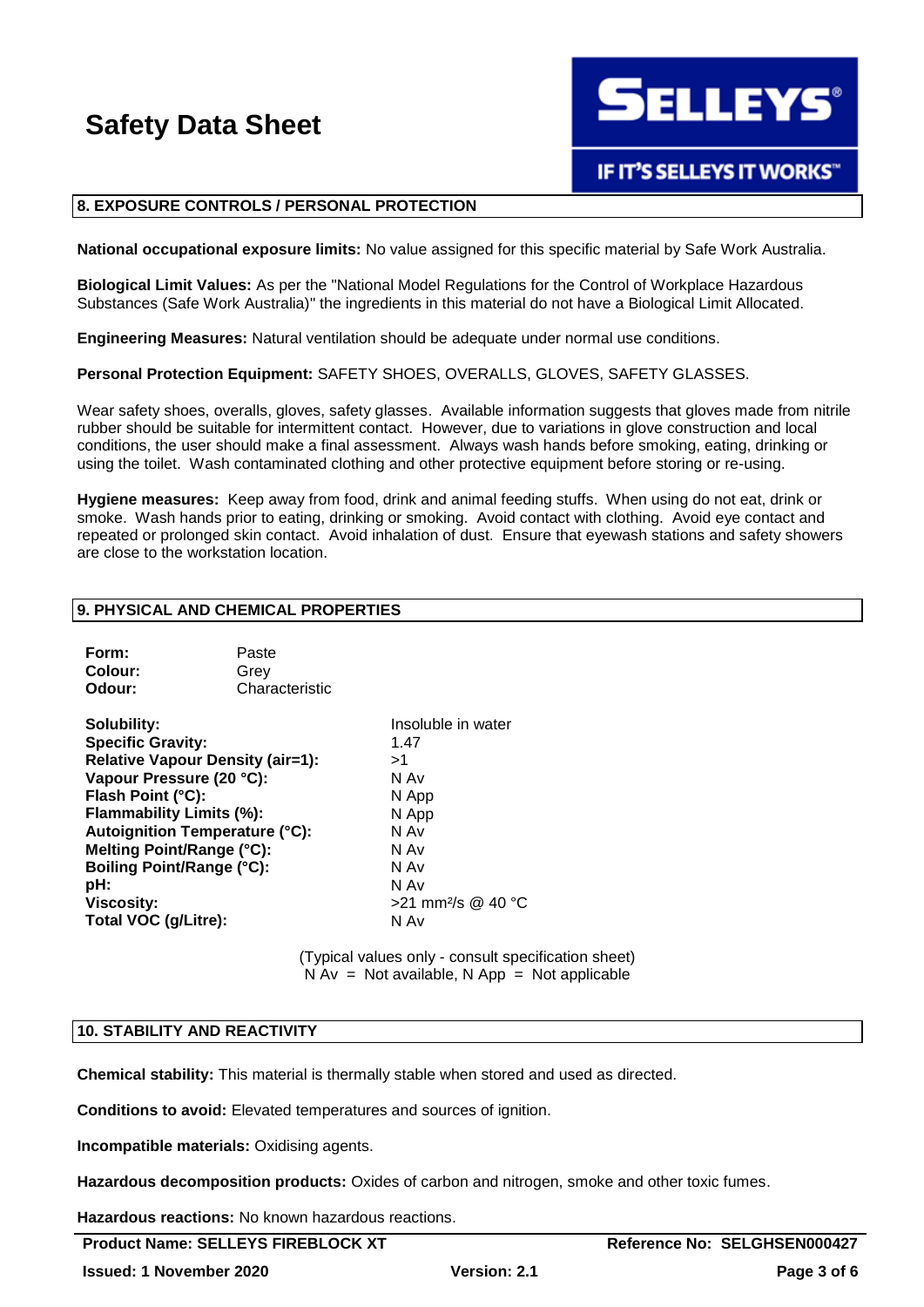## 8. EXPOSURE CONTROLS / PERSONAL PROTECTION

**National occupational exposure limits:** No value assigned for this specific material by Safe Work Australia.

**Biological Limit Values:** As per the "National Model Regulations for the Control of Workplace Hazardous Substances (Safe Work Australia)" the ingredients in this material do not have a Biological Limit Allocated.

**Engineering Measures:** Natural ventilation should be adequate under normal use conditions.

**Personal Protection Equipment:** SAFETY SHOES, OVERALLS, GLOVES, SAFETY GLASSES.

Wear safety shoes, overalls, gloves, safety glasses. Available information suggests that gloves made from nitrile rubber should be suitable for intermittent contact. However, due to variations in glove construction and local conditions, the user should make a final assessment. Always wash hands before smoking, eating, drinking or using the toilet. Wash contaminated clothing and other protective equipment before storing or re-using.

**Hygiene measures:** Keep away from food, drink and animal feeding stuffs. When using do not eat, drink or smoke. Wash hands prior to eating, drinking or smoking. Avoid contact with clothing. Avoid eye contact and repeated or prolonged skin contact. Avoid inhalation of dust. Ensure that eyewash stations and safety showers are close to the workstation location.

## 9. PHYSICAL AND CHEMICAL PROPERTIES

| | |
|---|---|
| **Form:** | Paste |
| **Colour:** | Grey |
| **Odour:** | Characteristic |

| | |
|---|---|
| **Solubility:** | Insoluble in water |
| **Specific Gravity:** | 1.47 |
| **Relative Vapour Density (air=1):** | >1 |
| **Vapour Pressure (20 °C):** | N Av |
| **Flash Point (°C):** | N App |
| **Flammability Limits (%):** | N App |
| **Autoignition Temperature (°C):** | N Av |
| **Melting Point/Range (°C):** | N Av |
| **Boiling Point/Range (°C):** | N Av |
| **pH:** | N Av |
| **Viscosity:** | >21 $mm^2/s$ @ 40 °C |
| **Total VOC (g/Litre):** | N Av |

(Typical values only - consult specification sheet)
N Av = Not available, N App = Not applicable

## 10. STABILITY AND REACTIVITY

**Chemical stability:** This material is thermally stable when stored and used as directed.

**Conditions to avoid:** Elevated temperatures and sources of ignition.

**Incompatible materials:** Oxidising agents.

**Hazardous decomposition products:** Oxides of carbon and nitrogen, smoke and other toxic fumes.

**Hazardous reactions:** No known hazardous reactions.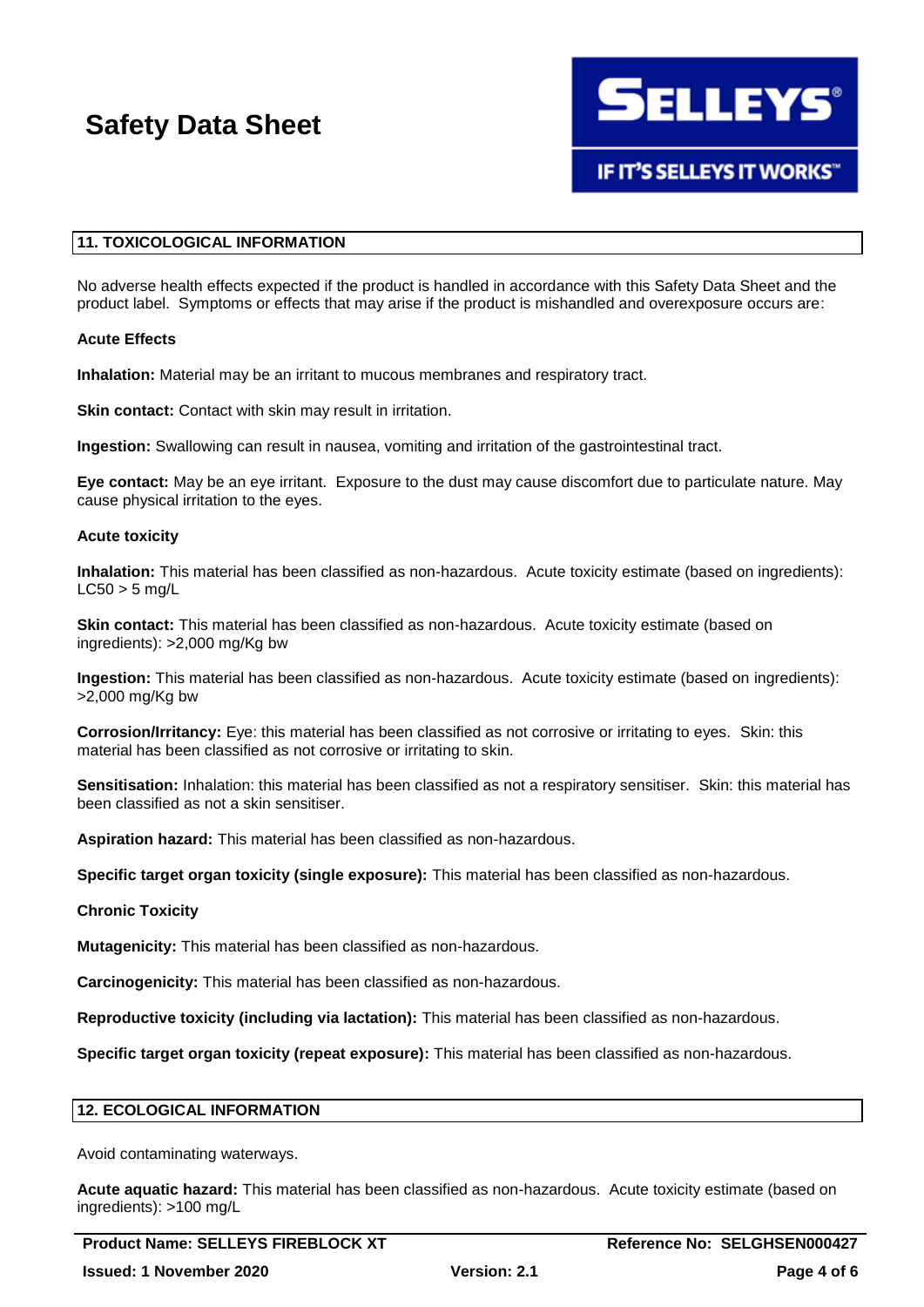## 11. TOXICOLOGICAL INFORMATION

No adverse health effects expected if the product is handled in accordance with this Safety Data Sheet and the product label. Symptoms or effects that may arise if the product is mishandled and overexposure occurs are:

### Acute Effects

**Inhalation:** Material may be an irritant to mucous membranes and respiratory tract.

**Skin contact:** Contact with skin may result in irritation.

**Ingestion:** Swallowing can result in nausea, vomiting and irritation of the gastrointestinal tract.

**Eye contact:** May be an eye irritant. Exposure to the dust may cause discomfort due to particulate nature. May cause physical irritation to the eyes.

### Acute toxicity

**Inhalation:** This material has been classified as non-hazardous. Acute toxicity estimate (based on ingredients): LC50 > 5 mg/L

**Skin contact:** This material has been classified as non-hazardous. Acute toxicity estimate (based on ingredients): >2,000 mg/Kg bw

**Ingestion:** This material has been classified as non-hazardous. Acute toxicity estimate (based on ingredients): >2,000 mg/Kg bw

**Corrosion/Irritancy:** Eye: this material has been classified as not corrosive or irritating to eyes. Skin: this material has been classified as not corrosive or irritating to skin.

**Sensitisation:** Inhalation: this material has been classified as not a respiratory sensitiser. Skin: this material has been classified as not a skin sensitiser.

**Aspiration hazard:** This material has been classified as non-hazardous.

**Specific target organ toxicity (single exposure):** This material has been classified as non-hazardous.

### Chronic Toxicity

**Mutagenicity:** This material has been classified as non-hazardous.

**Carcinogenicity:** This material has been classified as non-hazardous.

**Reproductive toxicity (including via lactation):** This material has been classified as non-hazardous.

**Specific target organ toxicity (repeat exposure):** This material has been classified as non-hazardous.

## 12. ECOLOGICAL INFORMATION

Avoid contaminating waterways.

**Acute aquatic hazard:** This material has been classified as non-hazardous. Acute toxicity estimate (based on ingredients): >100 mg/L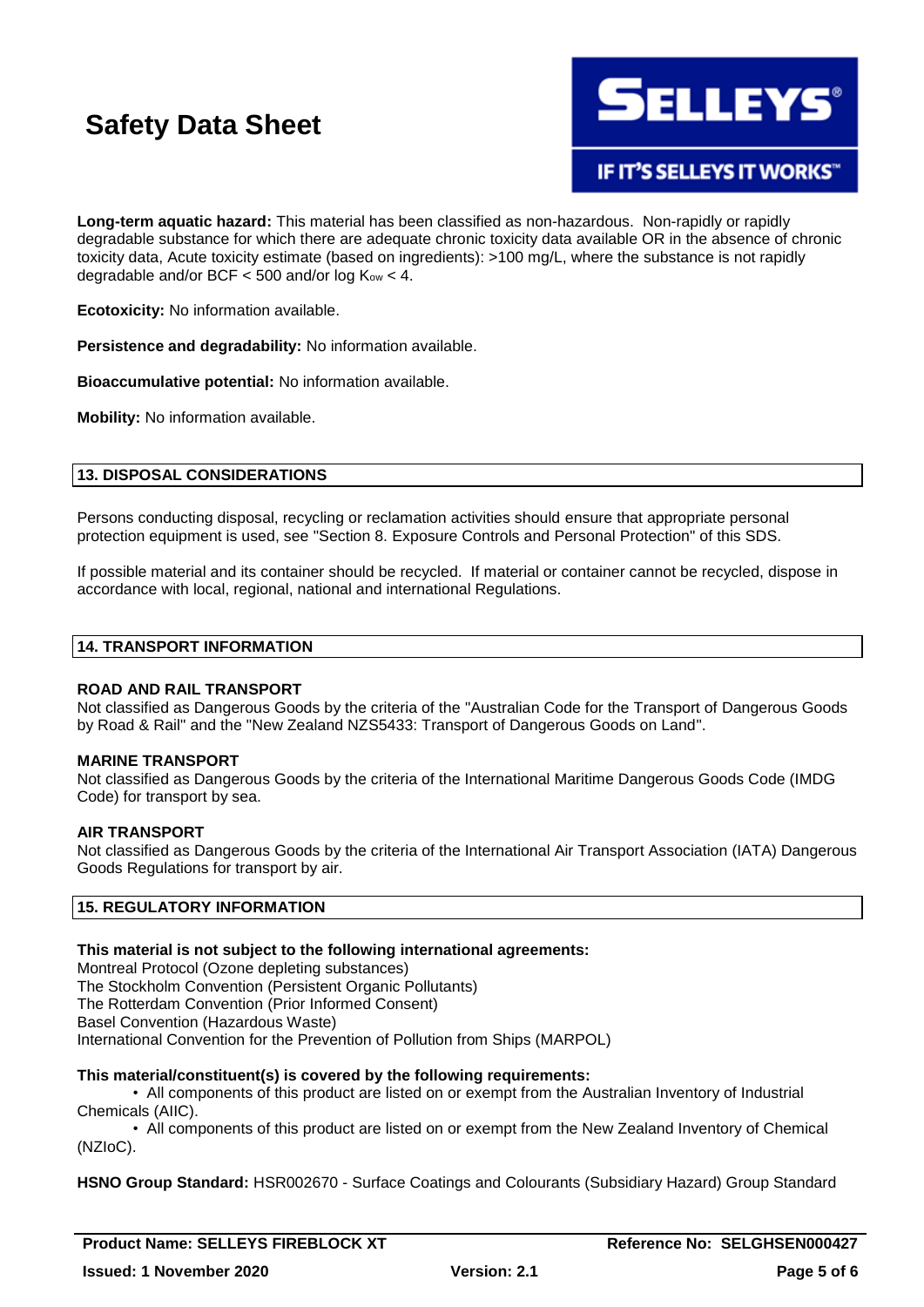**Long-term aquatic hazard:** This material has been classified as non-hazardous. Non-rapidly or rapidly degradable substance for which there are adequate chronic toxicity data available OR in the absence of chronic toxicity data, Acute toxicity estimate (based on ingredients): >100 mg/L, where the substance is not rapidly degradable and/or BCF < 500 and/or log $K_{ow}$ < 4.

**Ecotoxicity:** No information available.

**Persistence and degradability:** No information available.

**Bioaccumulative potential:** No information available.

**Mobility:** No information available.

## 13. DISPOSAL CONSIDERATIONS

Persons conducting disposal, recycling or reclamation activities should ensure that appropriate personal protection equipment is used, see "Section 8. Exposure Controls and Personal Protection" of this SDS.

If possible material and its container should be recycled. If material or container cannot be recycled, dispose in accordance with local, regional, national and international Regulations.

## 14. TRANSPORT INFORMATION

**ROAD AND RAIL TRANSPORT**
Not classified as Dangerous Goods by the criteria of the "Australian Code for the Transport of Dangerous Goods by Road & Rail" and the "New Zealand NZS5433: Transport of Dangerous Goods on Land".

**MARINE TRANSPORT**
Not classified as Dangerous Goods by the criteria of the International Maritime Dangerous Goods Code (IMDG Code) for transport by sea.

**AIR TRANSPORT**
Not classified as Dangerous Goods by the criteria of the International Air Transport Association (IATA) Dangerous Goods Regulations for transport by air.

## 15. REGULATORY INFORMATION

**This material is not subject to the following international agreements:**
Montreal Protocol (Ozone depleting substances)
The Stockholm Convention (Persistent Organic Pollutants)
The Rotterdam Convention (Prior Informed Consent)
Basel Convention (Hazardous Waste)
International Convention for the Prevention of Pollution from Ships (MARPOL)

**This material/constituent(s) is covered by the following requirements:**

- All components of this product are listed on or exempt from the Australian Inventory of Industrial Chemicals (AIIC).
- All components of this product are listed on or exempt from the New Zealand Inventory of Chemical (NZIoC).

**HSNO Group Standard:** HSR002670 - Surface Coatings and Colourants (Subsidiary Hazard) Group Standard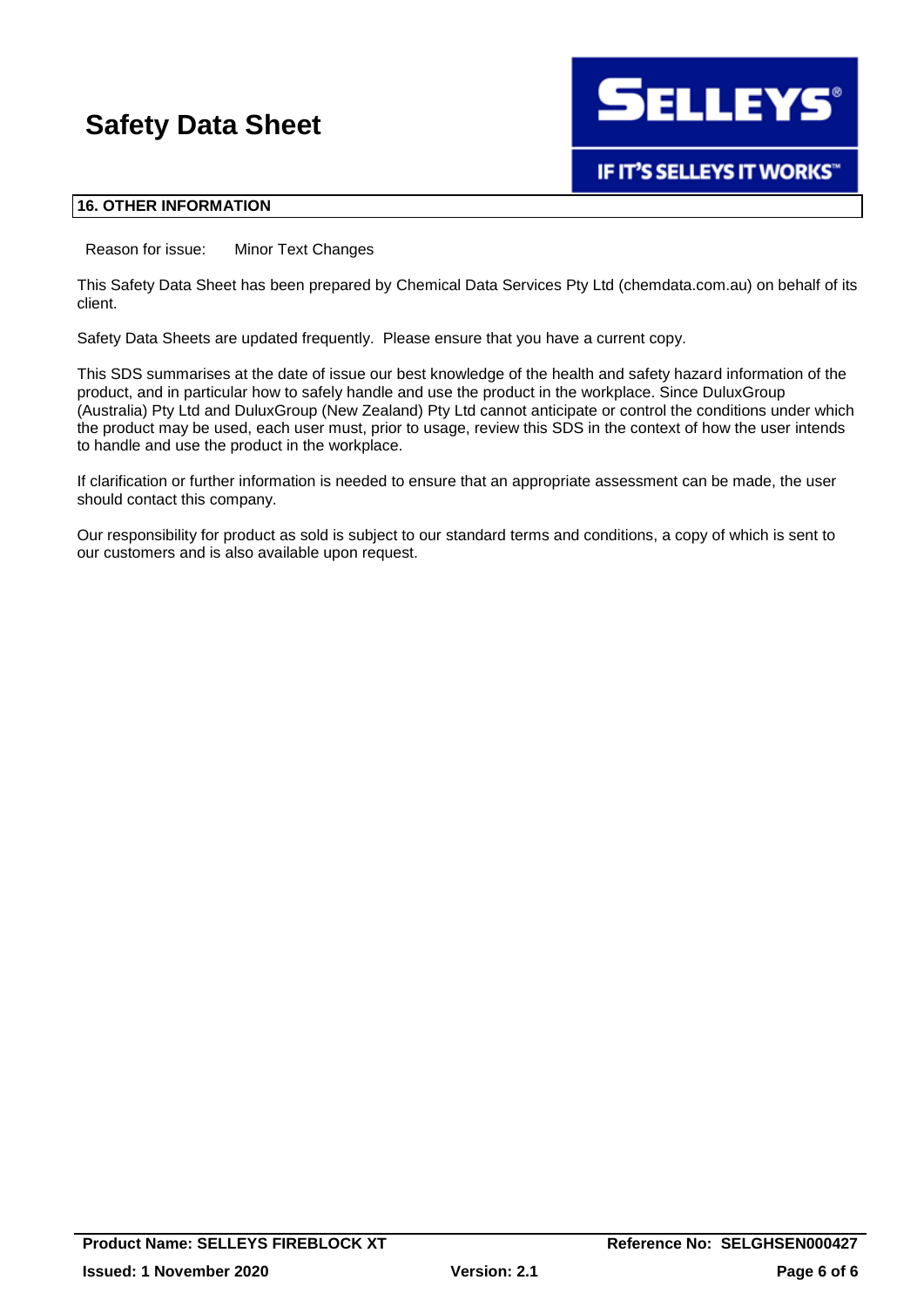## 16. OTHER INFORMATION

Reason for issue: Minor Text Changes

This Safety Data Sheet has been prepared by Chemical Data Services Pty Ltd (chemdata.com.au) on behalf of its client.

Safety Data Sheets are updated frequently. Please ensure that you have a current copy.

This SDS summarises at the date of issue our best knowledge of the health and safety hazard information of the product, and in particular how to safely handle and use the product in the workplace. Since DuluxGroup (Australia) Pty Ltd and DuluxGroup (New Zealand) Pty Ltd cannot anticipate or control the conditions under which the product may be used, each user must, prior to usage, review this SDS in the context of how the user intends to handle and use the product in the workplace.

If clarification or further information is needed to ensure that an appropriate assessment can be made, the user should contact this company.

Our responsibility for product as sold is subject to our standard terms and conditions, a copy of which is sent to our customers and is also available upon request.